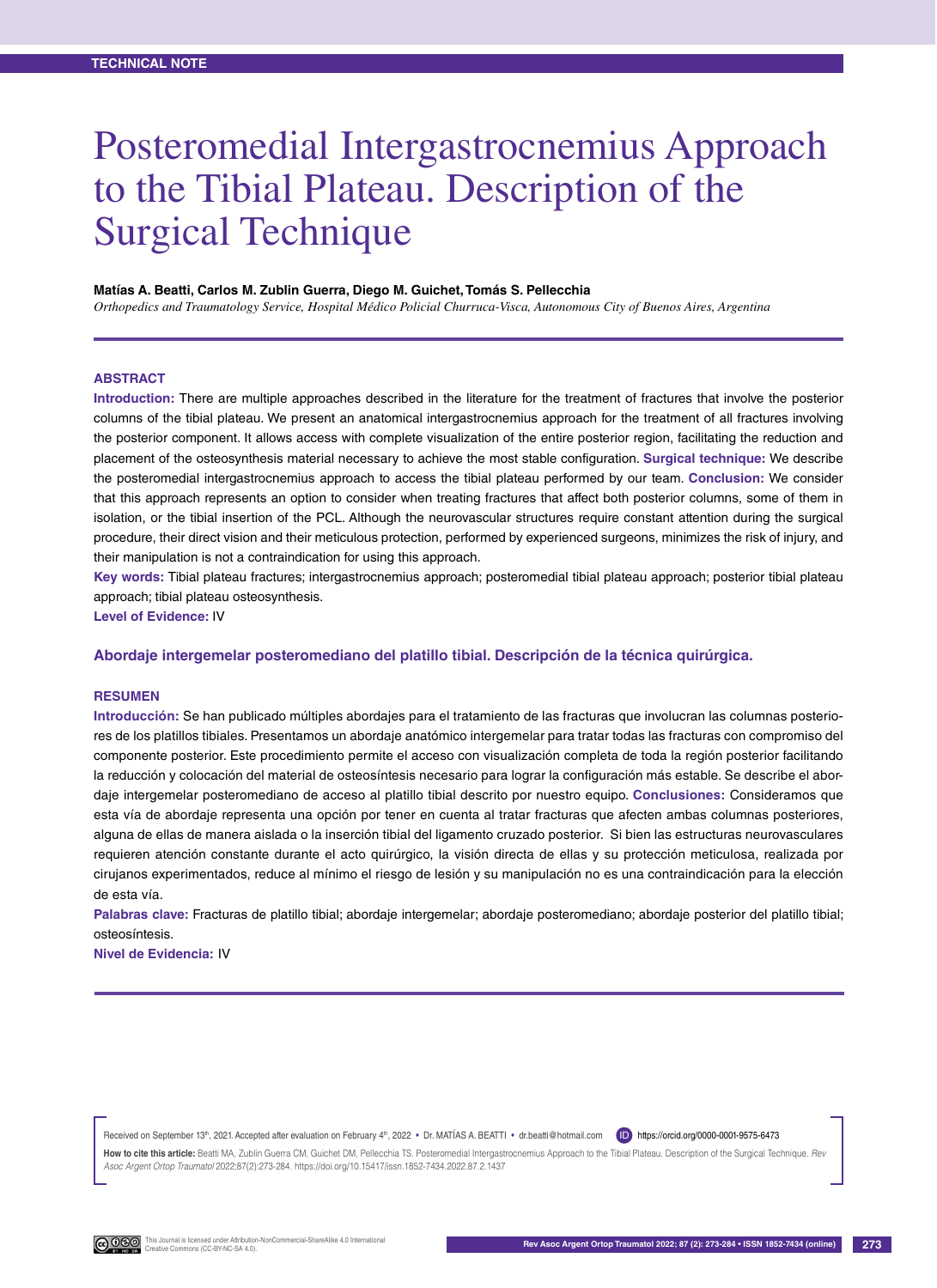TECHNICAL NOTE

# Posteromedial Intergastrocnemius Approach to the Tibial Plateau. Description of the Surgical Technique

**Matías A. Beatti, Carlos M. Zublin Guerra, Diego M. Guichet, Tomás S. Pellecchia**

*Orthopedics and Traumatology Service, Hospital Médico Policial Churruca-Visca, Autonomous City of Buenos Aires, Argentina*

## ABSTRACT

**Introduction:** There are multiple approaches described in the literature for the treatment of fractures that involve the posterior columns of the tibial plateau. We present an anatomical intergastrocnemius approach for the treatment of all fractures involving the posterior component. It allows access with complete visualization of the entire posterior region, facilitating the reduction and placement of the osteosynthesis material necessary to achieve the most stable configuration. **Surgical technique:** We describe the posteromedial intergastrocnemius approach to access the tibial plateau performed by our team. **Conclusion:** We consider that this approach represents an option to consider when treating fractures that affect both posterior columns, some of them in isolation, or the tibial insertion of the PCL. Although the neurovascular structures require constant attention during the surgical procedure, their direct vision and their meticulous protection, performed by experienced surgeons, minimizes the risk of injury, and their manipulation is not a contraindication for using this approach.

**Key words:** Tibial plateau fractures; intergastrocnemius approach; posteromedial tibial plateau approach; posterior tibial plateau approach; tibial plateau osteosynthesis.

**Level of Evidence:** IV

## Abordaje intergemelar posteromediano del platillo tibial. Descripción de la técnica quirúrgica.

## RESUMEN

**Introducción:** Se han publicado múltiples abordajes para el tratamiento de las fracturas que involucran las columnas posteriores de los platillos tibiales. Presentamos un abordaje anatómico intergemelar para tratar todas las fracturas con compromiso del componente posterior. Este procedimiento permite el acceso con visualización completa de toda la región posterior facilitando la reducción y colocación del material de osteosíntesis necesario para lograr la configuración más estable. Se describe el abordaje intergemelar posteromediano de acceso al platillo tibial descrito por nuestro equipo. **Conclusiones:** Consideramos que esta vía de abordaje representa una opción por tener en cuenta al tratar fracturas que afecten ambas columnas posteriores, alguna de ellas de manera aislada o la inserción tibial del ligamento cruzado posterior. Si bien las estructuras neurovasculares requieren atención constante durante el acto quirúrgico, la visión directa de ellas y su protección meticulosa, realizada por cirujanos experimentados, reduce al mínimo el riesgo de lesión y su manipulación no es una contraindicación para la elección de esta vía.

**Palabras clave:** Fracturas de platillo tibial; abordaje intergemelar; abordaje posteromediano; abordaje posterior del platillo tibial; osteosíntesis.

**Nivel de Evidencia:** IV

Received on September 13th, 2021. Accepted after evaluation on February 4th, 2022 • Dr. MATÍAS A. BEATTI • dr.beatti@hotmail.com https://orcid.org/0000-0001-9575-6473

**How to cite this article:** Beatti MA, Zublin Guerra CM, Guichet DM, Pellecchia TS. Posteromedial Intergastrocnemius Approach to the Tibial Plateau. Description of the Surgical Technique. *Rev Asoc Argent Ortop Traumatol* 2022;87(2):273-284. https://doi.org/10.15417/issn.1852-7434.2022.87.2.1437

This Journal is licensed under Attribution-NonCommercial-ShareAlike 4.0 International Creative Commons (CC-BY-NC-SA 4.0).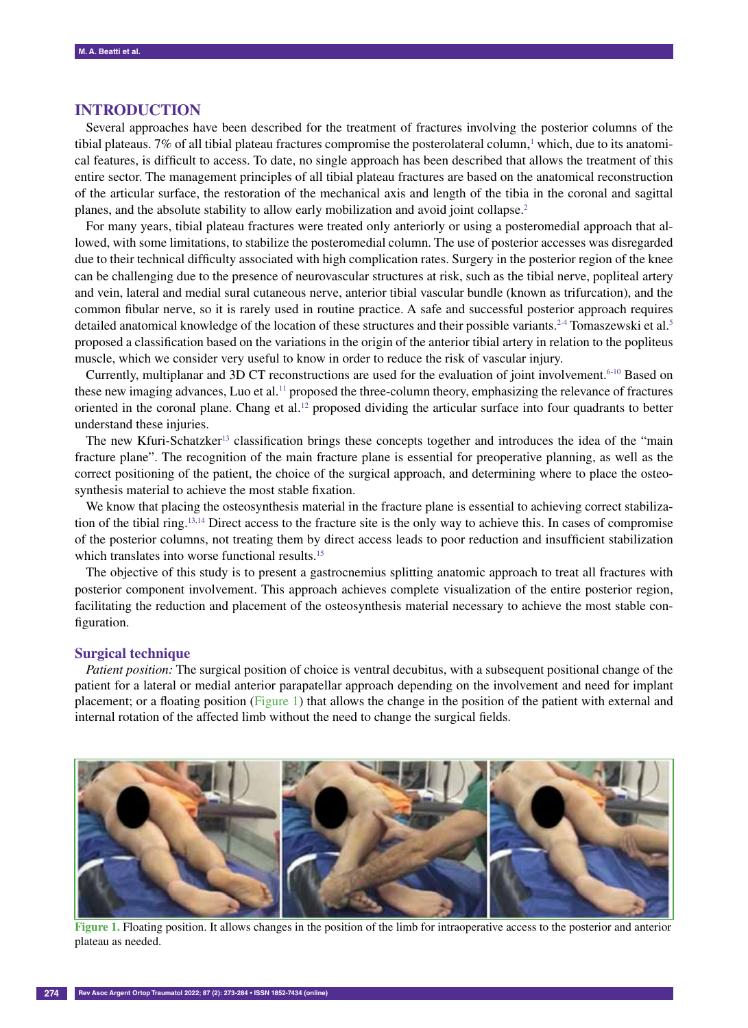## INTRODUCTION

Several approaches have been described for the treatment of fractures involving the posterior columns of the tibial plateaus. 7% of all tibial plateau fractures compromise the posterolateral column,[1] which, due to its anatomical features, is difficult to access. To date, no single approach has been described that allows the treatment of this entire sector. The management principles of all tibial plateau fractures are based on the anatomical reconstruction of the articular surface, the restoration of the mechanical axis and length of the tibia in the coronal and sagittal planes, and the absolute stability to allow early mobilization and avoid joint collapse.[2]

For many years, tibial plateau fractures were treated only anteriorly or using a posteromedial approach that allowed, with some limitations, to stabilize the posteromedial column. The use of posterior accesses was disregarded due to their technical difficulty associated with high complication rates. Surgery in the posterior region of the knee can be challenging due to the presence of neurovascular structures at risk, such as the tibial nerve, popliteal artery and vein, lateral and medial sural cutaneous nerve, anterior tibial vascular bundle (known as trifurcation), and the common fibular nerve, so it is rarely used in routine practice. A safe and successful posterior approach requires detailed anatomical knowledge of the location of these structures and their possible variants.[2-4] Tomaszewski et al.[5] proposed a classification based on the variations in the origin of the anterior tibial artery in relation to the popliteus muscle, which we consider very useful to know in order to reduce the risk of vascular injury.

Currently, multiplanar and 3D CT reconstructions are used for the evaluation of joint involvement.[6-10] Based on these new imaging advances, Luo et al.[11] proposed the three-column theory, emphasizing the relevance of fractures oriented in the coronal plane. Chang et al.[12] proposed dividing the articular surface into four quadrants to better understand these injuries.

The new Kfuri-Schatzker[13] classification brings these concepts together and introduces the idea of the "main fracture plane". The recognition of the main fracture plane is essential for preoperative planning, as well as the correct positioning of the patient, the choice of the surgical approach, and determining where to place the osteosynthesis material to achieve the most stable fixation.

We know that placing the osteosynthesis material in the fracture plane is essential to achieving correct stabilization of the tibial ring.[13,14] Direct access to the fracture site is the only way to achieve this. In cases of compromise of the posterior columns, not treating them by direct access leads to poor reduction and insufficient stabilization which translates into worse functional results.[15]

The objective of this study is to present a gastrocnemius splitting anatomic approach to treat all fractures with posterior component involvement. This approach achieves complete visualization of the entire posterior region, facilitating the reduction and placement of the osteosynthesis material necessary to achieve the most stable configuration.

### Surgical technique

*Patient position:* The surgical position of choice is ventral decubitus, with a subsequent positional change of the patient for a lateral or medial anterior parapatellar approach depending on the involvement and need for implant placement; or a floating position (Figure 1) that allows the change in the position of the patient with external and internal rotation of the affected limb without the need to change the surgical fields.

**Figure 1.** Floating position. It allows changes in the position of the limb for intraoperative access to the posterior and anterior plateau as needed.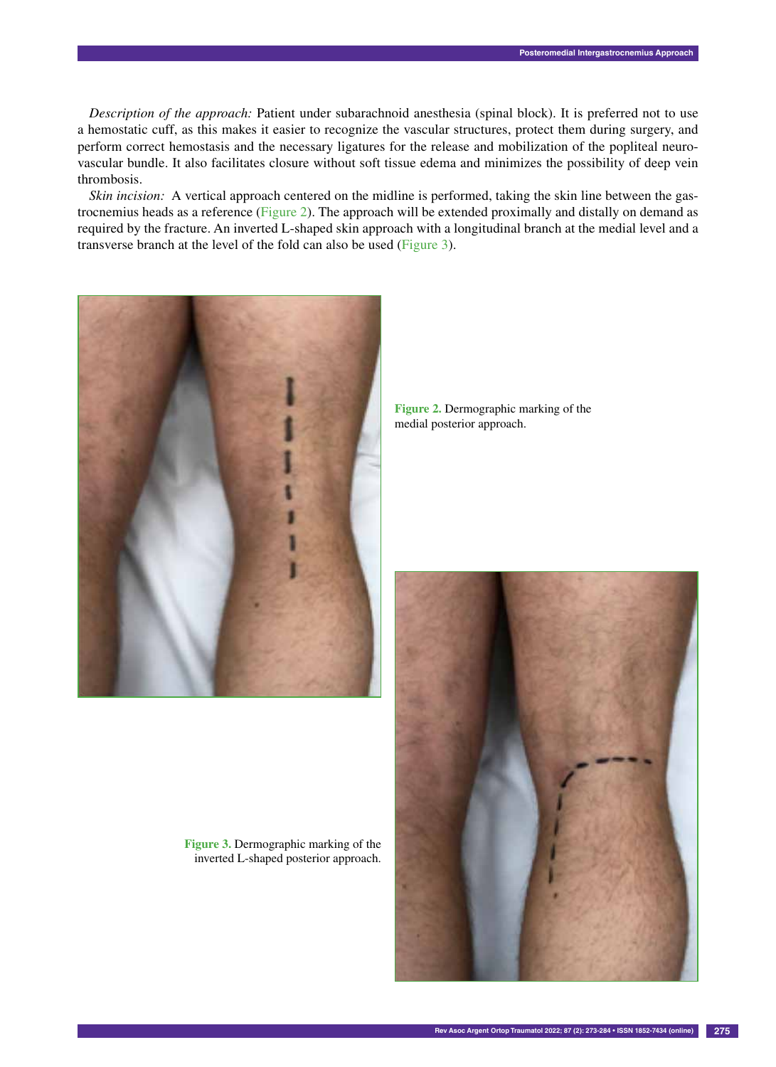*Description of the approach:* Patient under subarachnoid anesthesia (spinal block). It is preferred not to use a hemostatic cuff, as this makes it easier to recognize the vascular structures, protect them during surgery, and perform correct hemostasis and the necessary ligatures for the release and mobilization of the popliteal neurovascular bundle. It also facilitates closure without soft tissue edema and minimizes the possibility of deep vein thrombosis.

*Skin incision:* A vertical approach centered on the midline is performed, taking the skin line between the gastrocnemius heads as a reference (Figure 2). The approach will be extended proximally and distally on demand as required by the fracture. An inverted L-shaped skin approach with a longitudinal branch at the medial level and a transverse branch at the level of the fold can also be used (Figure 3).

**Figure 2.** Dermographic marking of the medial posterior approach.

**Figure 3.** Dermographic marking of the inverted L-shaped posterior approach.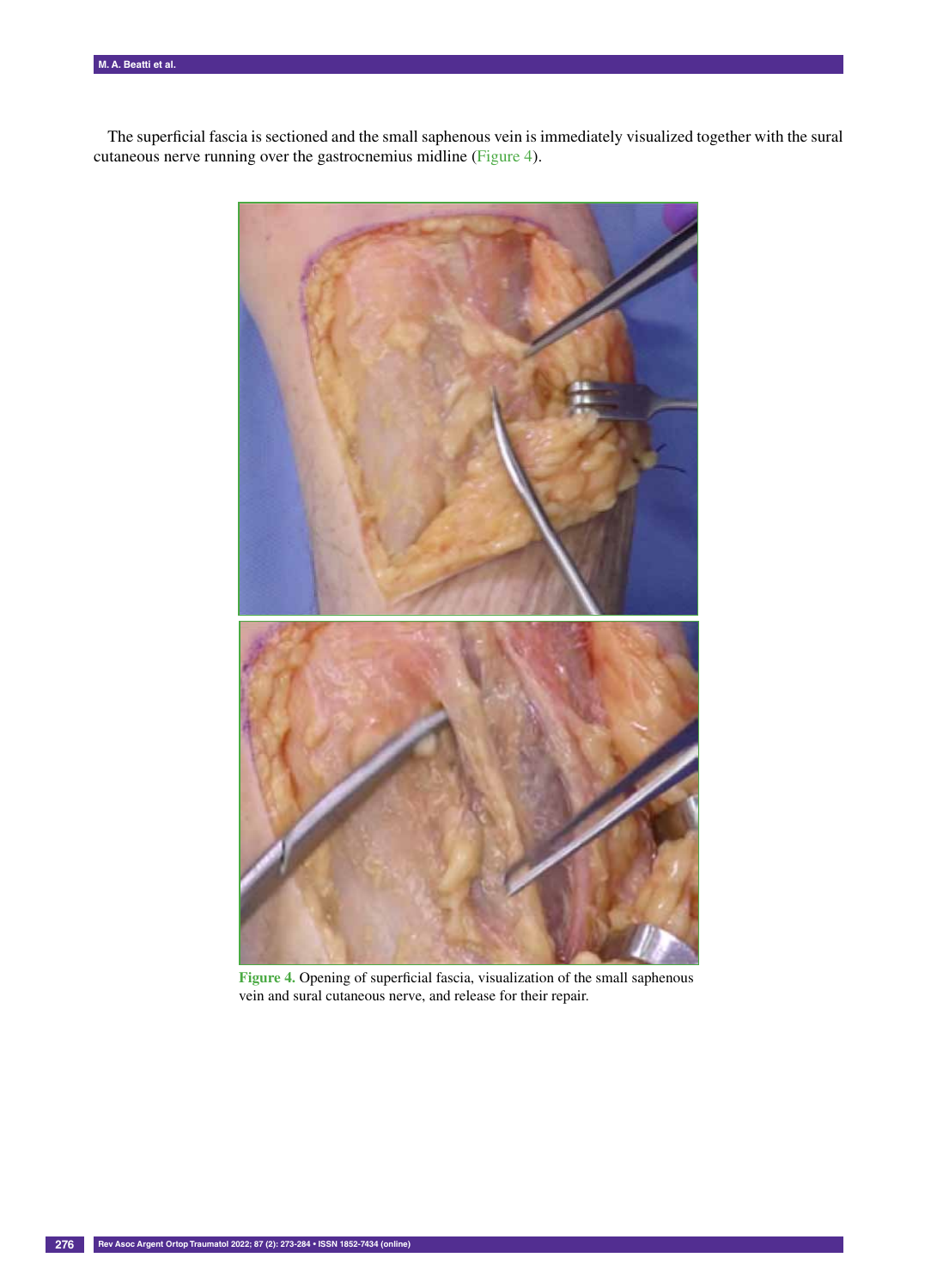The superficial fascia is sectioned and the small saphenous vein is immediately visualized together with the sural cutaneous nerve running over the gastrocnemius midline (Figure 4).

**Figure 4.** Opening of superficial fascia, visualization of the small saphenous vein and sural cutaneous nerve, and release for their repair.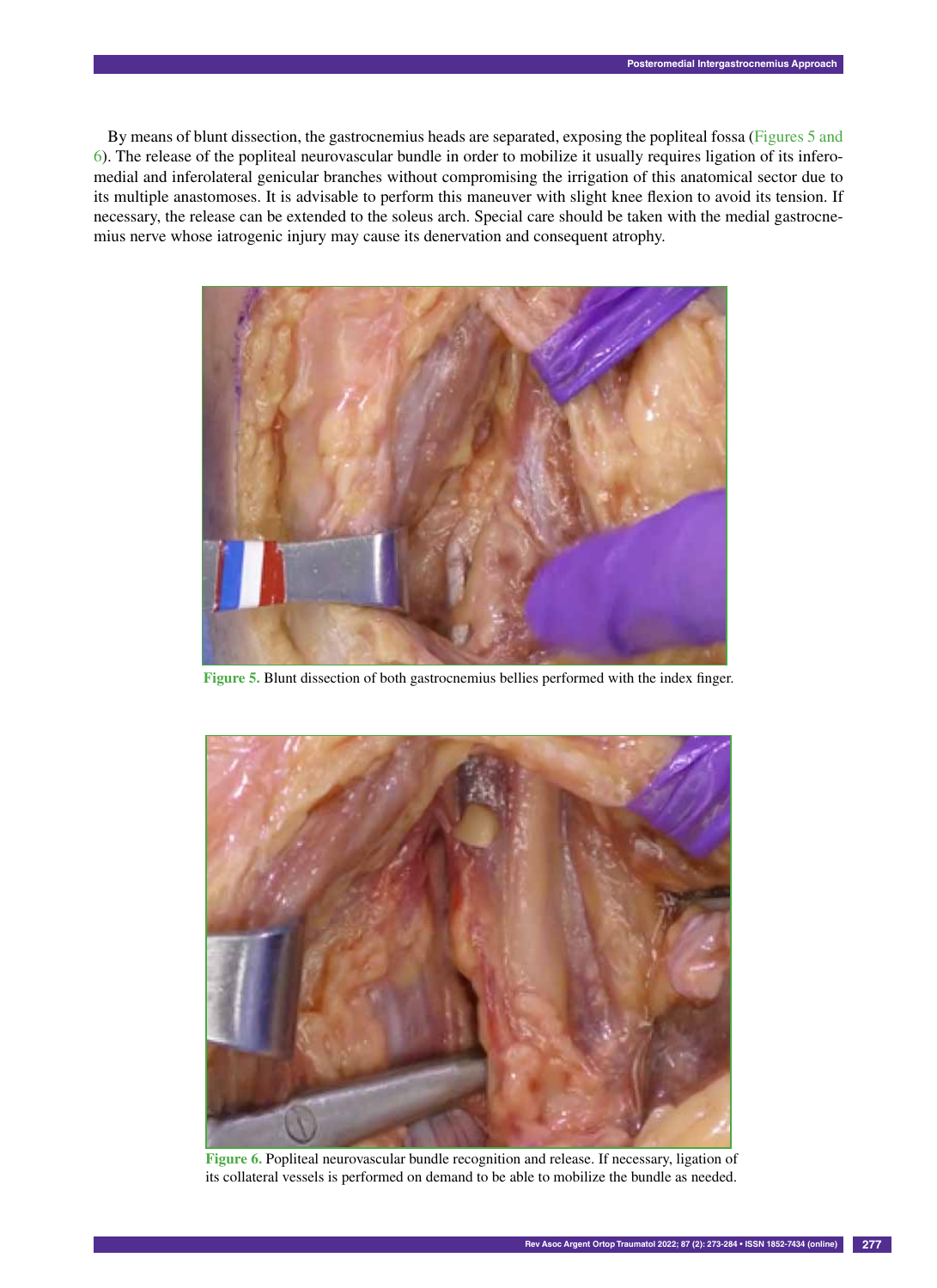By means of blunt dissection, the gastrocnemius heads are separated, exposing the popliteal fossa (Figures 5 and 6). The release of the popliteal neurovascular bundle in order to mobilize it usually requires ligation of its inferomedial and inferolateral genicular branches without compromising the irrigation of this anatomical sector due to its multiple anastomoses. It is advisable to perform this maneuver with slight knee flexion to avoid its tension. If necessary, the release can be extended to the soleus arch. Special care should be taken with the medial gastrocnemius nerve whose iatrogenic injury may cause its denervation and consequent atrophy.

**Figure 5.** Blunt dissection of both gastrocnemius bellies performed with the index finger.

**Figure 6.** Popliteal neurovascular bundle recognition and release. If necessary, ligation of its collateral vessels is performed on demand to be able to mobilize the bundle as needed.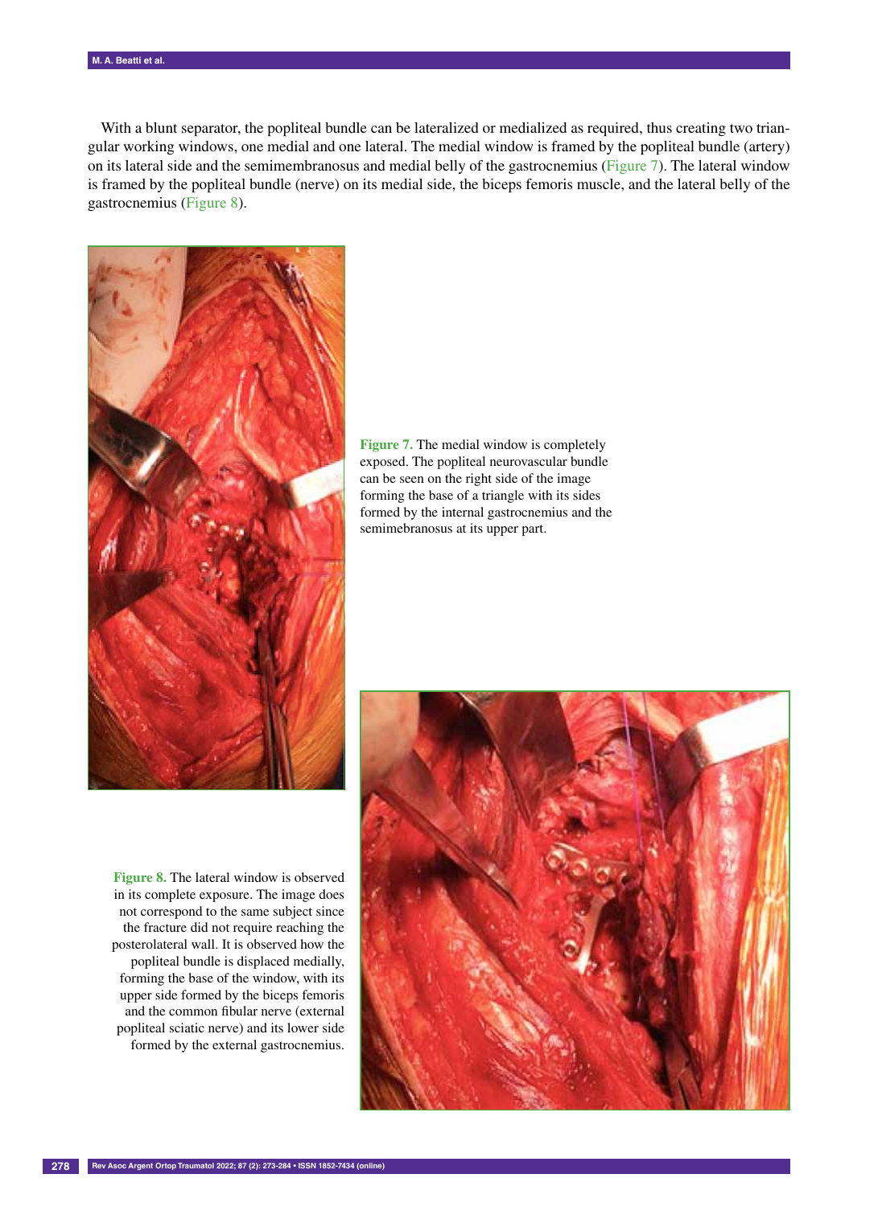With a blunt separator, the popliteal bundle can be lateralized or medialized as required, thus creating two triangular working windows, one medial and one lateral. The medial window is framed by the popliteal bundle (artery) on its lateral side and the semimembranosus and medial belly of the gastrocnemius (Figure 7). The lateral window is framed by the popliteal bundle (nerve) on its medial side, the biceps femoris muscle, and the lateral belly of the gastrocnemius (Figure 8).

**Figure 7.** The medial window is completely exposed. The popliteal neurovascular bundle can be seen on the right side of the image forming the base of a triangle with its sides formed by the internal gastrocnemius and the semimebranosus at its upper part.

**Figure 8.** The lateral window is observed in its complete exposure. The image does not correspond to the same subject since the fracture did not require reaching the posterolateral wall. It is observed how the popliteal bundle is displaced medially, forming the base of the window, with its upper side formed by the biceps femoris and the common fibular nerve (external popliteal sciatic nerve) and its lower side formed by the external gastrocnemius.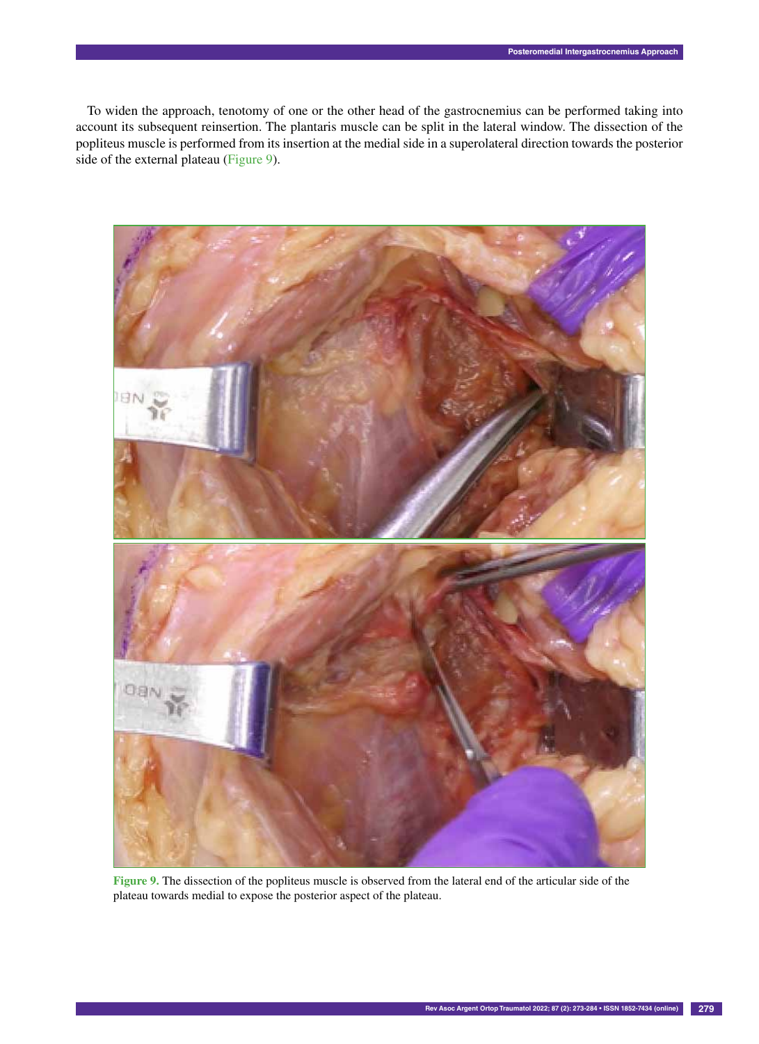To widen the approach, tenotomy of one or the other head of the gastrocnemius can be performed taking into account its subsequent reinsertion. The plantaris muscle can be split in the lateral window. The dissection of the popliteus muscle is performed from its insertion at the medial side in a superolateral direction towards the posterior side of the external plateau (Figure 9).

Figure 9. The dissection of the popliteus muscle is observed from the lateral end of the articular side of the plateau towards medial to expose the posterior aspect of the plateau.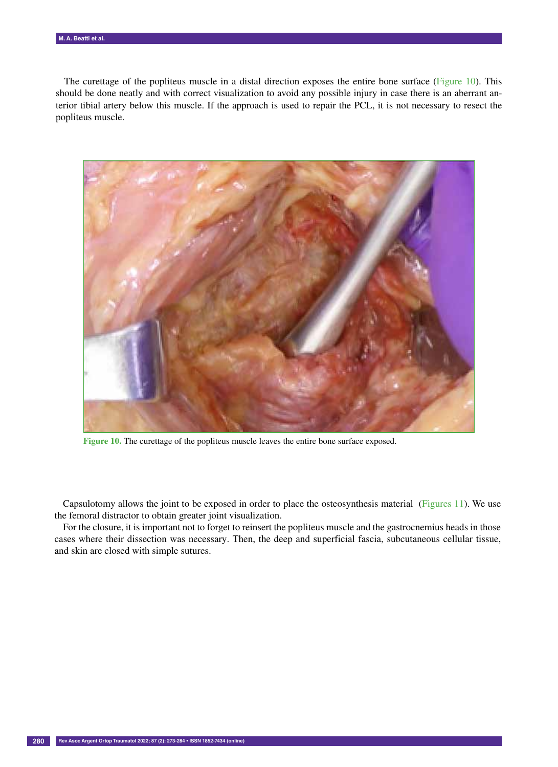The curettage of the popliteus muscle in a distal direction exposes the entire bone surface (Figure 10). This should be done neatly and with correct visualization to avoid any possible injury in case there is an aberrant anterior tibial artery below this muscle. If the approach is used to repair the PCL, it is not necessary to resect the popliteus muscle.

**Figure 10.** The curettage of the popliteus muscle leaves the entire bone surface exposed.

Capsulotomy allows the joint to be exposed in order to place the osteosynthesis material (Figures 11). We use the femoral distractor to obtain greater joint visualization.

For the closure, it is important not to forget to reinsert the popliteus muscle and the gastrocnemius heads in those cases where their dissection was necessary. Then, the deep and superficial fascia, subcutaneous cellular tissue, and skin are closed with simple sutures.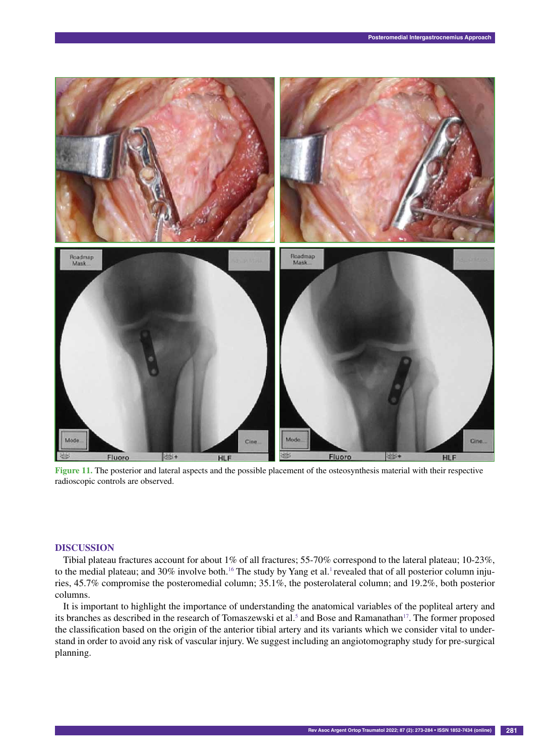Figure 11. The posterior and lateral aspects and the possible placement of the osteosynthesis material with their respective radioscopic controls are observed.

## DISCUSSION

Tibial plateau fractures account for about 1% of all fractures; 55-70% correspond to the lateral plateau; 10-23%, to the medial plateau; and 30% involve both.[16] The study by Yang et al.[1] revealed that of all posterior column injuries, 45.7% compromise the posteromedial column; 35.1%, the posterolateral column; and 19.2%, both posterior columns.

It is important to highlight the importance of understanding the anatomical variables of the popliteal artery and its branches as described in the research of Tomaszewski et al.[5] and Bose and Ramanathan[17]. The former proposed the classification based on the origin of the anterior tibial artery and its variants which we consider vital to understand in order to avoid any risk of vascular injury. We suggest including an angiotomography study for pre-surgical planning.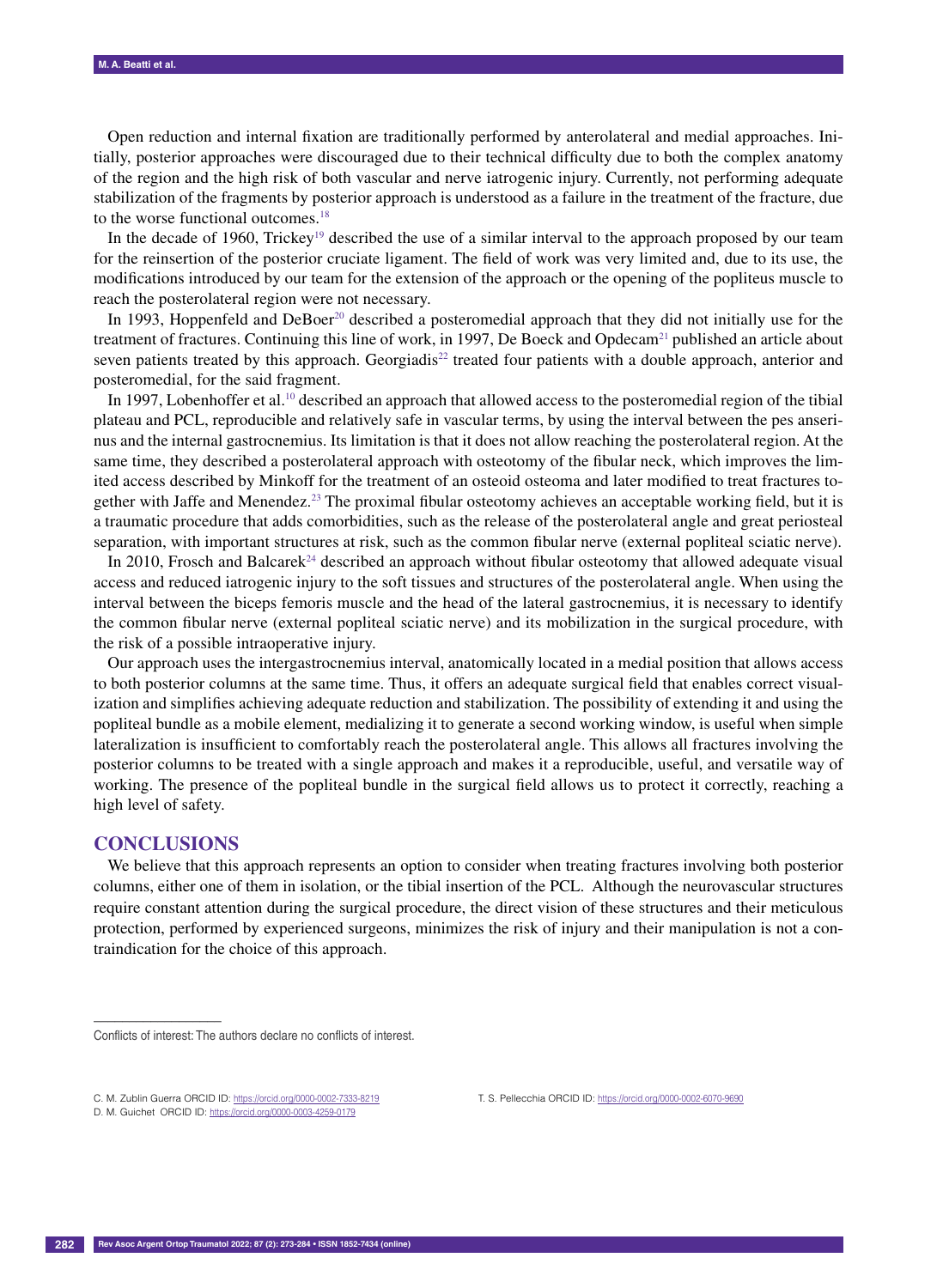Open reduction and internal fixation are traditionally performed by anterolateral and medial approaches. Initially, posterior approaches were discouraged due to their technical difficulty due to both the complex anatomy of the region and the high risk of both vascular and nerve iatrogenic injury. Currently, not performing adequate stabilization of the fragments by posterior approach is understood as a failure in the treatment of the fracture, due to the worse functional outcomes.[18]

In the decade of 1960, Trickey[19] described the use of a similar interval to the approach proposed by our team for the reinsertion of the posterior cruciate ligament. The field of work was very limited and, due to its use, the modifications introduced by our team for the extension of the approach or the opening of the popliteus muscle to reach the posterolateral region were not necessary.

In 1993, Hoppenfeld and DeBoer[20] described a posteromedial approach that they did not initially use for the treatment of fractures. Continuing this line of work, in 1997, De Boeck and Opdecam[21] published an article about seven patients treated by this approach. Georgiadis[22] treated four patients with a double approach, anterior and posteromedial, for the said fragment.

In 1997, Lobenhoffer et al.[10] described an approach that allowed access to the posteromedial region of the tibial plateau and PCL, reproducible and relatively safe in vascular terms, by using the interval between the pes anserinus and the internal gastrocnemius. Its limitation is that it does not allow reaching the posterolateral region. At the same time, they described a posterolateral approach with osteotomy of the fibular neck, which improves the limited access described by Minkoff for the treatment of an osteoid osteoma and later modified to treat fractures together with Jaffe and Menendez.[23] The proximal fibular osteotomy achieves an acceptable working field, but it is a traumatic procedure that adds comorbidities, such as the release of the posterolateral angle and great periosteal separation, with important structures at risk, such as the common fibular nerve (external popliteal sciatic nerve).

In 2010, Frosch and Balcarek[24] described an approach without fibular osteotomy that allowed adequate visual access and reduced iatrogenic injury to the soft tissues and structures of the posterolateral angle. When using the interval between the biceps femoris muscle and the head of the lateral gastrocnemius, it is necessary to identify the common fibular nerve (external popliteal sciatic nerve) and its mobilization in the surgical procedure, with the risk of a possible intraoperative injury.

Our approach uses the intergastrocnemius interval, anatomically located in a medial position that allows access to both posterior columns at the same time. Thus, it offers an adequate surgical field that enables correct visualization and simplifies achieving adequate reduction and stabilization. The possibility of extending it and using the popliteal bundle as a mobile element, medializing it to generate a second working window, is useful when simple lateralization is insufficient to comfortably reach the posterolateral angle. This allows all fractures involving the posterior columns to be treated with a single approach and makes it a reproducible, useful, and versatile way of working. The presence of the popliteal bundle in the surgical field allows us to protect it correctly, reaching a high level of safety.

## CONCLUSIONS

We believe that this approach represents an option to consider when treating fractures involving both posterior columns, either one of them in isolation, or the tibial insertion of the PCL. Although the neurovascular structures require constant attention during the surgical procedure, the direct vision of these structures and their meticulous protection, performed by experienced surgeons, minimizes the risk of injury and their manipulation is not a contraindication for the choice of this approach.

---

Conflicts of interest: The authors declare no conflicts of interest.

C. M. Zublin Guerra ORCID ID: https://orcid.org/0000-0002-7333-8219
D. M. Guichet ORCID ID: https://orcid.org/0000-0003-4259-0179
T. S. Pellecchia ORCID ID: https://orcid.org/0000-0002-6070-9690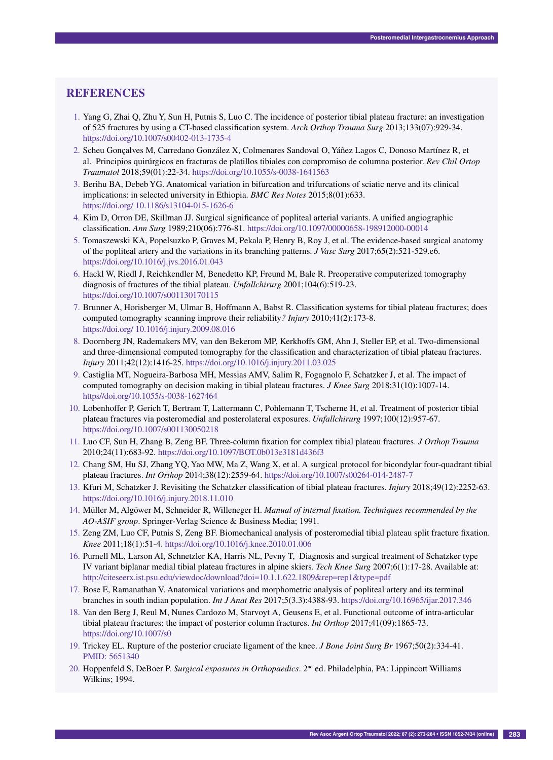## REFERENCES

1. Yang G, Zhai Q, Zhu Y, Sun H, Putnis S, Luo C. The incidence of posterior tibial plateau fracture: an investigation of 525 fractures by using a CT-based classification system. *Arch Orthop Trauma Surg* 2013;133(07):929-34. https://doi.org/10.1007/s00402-013-1735-4
2. Scheu Gonçalves M, Carredano González X, Colmenares Sandoval O, Yáñez Lagos C, Donoso Martínez R, et al. Principios quirúrgicos en fracturas de platillos tibiales con compromiso de columna posterior. *Rev Chil Ortop Traumatol* 2018;59(01):22-34. https://doi.org/10.1055/s-0038-1641563
3. Berihu BA, Debeb YG. Anatomical variation in bifurcation and trifurcations of sciatic nerve and its clinical implications: in selected university in Ethiopia. *BMC Res Notes* 2015;8(01):633. https://doi.org/ 10.1186/s13104-015-1626-6
4. Kim D, Orron DE, Skillman JJ. Surgical significance of popliteal arterial variants. A unified angiographic classification. *Ann Surg* 1989;210(06):776-81. https://doi.org/10.1097/00000658-198912000-00014
5. Tomaszewski KA, Popelsuzko P, Graves M, Pekala P, Henry B, Roy J, et al. The evidence-based surgical anatomy of the popliteal artery and the variations in its branching patterns. *J Vasc Surg* 2017;65(2):521-529.e6. https://doi.org/10.1016/j.jvs.2016.01.043
6. Hackl W, Riedl J, Reichkendler M, Benedetto KP, Freund M, Bale R. Preoperative computerized tomography diagnosis of fractures of the tibial plateau. *Unfallchirurg* 2001;104(6):519-23. https://doi.org/10.1007/s001130170115
7. Brunner A, Horisberger M, Ulmar B, Hoffmann A, Babst R. Classification systems for tibial plateau fractures; does computed tomography scanning improve their reliability*?* *Injury* 2010;41(2):173-8. https://doi.org/ 10.1016/j.injury.2009.08.016
8. Doornberg JN, Rademakers MV, van den Bekerom MP, Kerkhoffs GM, Ahn J, Steller EP, et al. Two-dimensional and three-dimensional computed tomography for the classification and characterization of tibial plateau fractures. *Injury* 2011;42(12):1416-25. https://doi.org/10.1016/j.injury.2011.03.025
9. Castiglia MT, Nogueira-Barbosa MH, Messias AMV, Salim R, Fogagnolo F, Schatzker J, et al. The impact of computed tomography on decision making in tibial plateau fractures. *J Knee Surg* 2018;31(10):1007-14. https//doi.org/10.1055/s-0038-1627464
10. Lobenhoffer P, Gerich T, Bertram T, Lattermann C, Pohlemann T, Tscherne H, et al. Treatment of posterior tibial plateau fractures via posteromedial and posterolateral exposures. *Unfallchirurg* 1997;100(12):957-67. https://doi.org/10.1007/s001130050218
11. Luo CF, Sun H, Zhang B, Zeng BF. Three-column fixation for complex tibial plateau fractures. *J Orthop Trauma* 2010;24(11):683-92. https://doi.org/10.1097/BOT.0b013e3181d436f3
12. Chang SM, Hu SJ, Zhang YQ, Yao MW, Ma Z, Wang X, et al. A surgical protocol for bicondylar four-quadrant tibial plateau fractures. *Int Orthop* 2014;38(12):2559-64. https://doi.org/10.1007/s00264-014-2487-7
13. Kfuri M, Schatzker J. Revisiting the Schatzker classification of tibial plateau fractures. *Injury* 2018;49(12):2252-63. https://doi.org/10.1016/j.injury.2018.11.010
14. Müller M, Algöwer M, Schneider R, Willeneger H. *Manual of internal fixation. Techniques recommended by the AO-ASIF group*. Springer-Verlag Science & Business Media; 1991.
15. Zeng ZM, Luo CF, Putnis S, Zeng BF. Biomechanical analysis of posteromedial tibial plateau split fracture fixation. *Knee* 2011;18(1):51-4. https://doi.org/10.1016/j.knee.2010.01.006
16. Purnell ML, Larson AI, Schnetzler KA, Harris NL, Pevny T, Diagnosis and surgical treatment of Schatzker type IV variant biplanar medial tibial plateau fractures in alpine skiers. *Tech Knee Surg* 2007;6(1):17-28. Available at: http://citeseerx.ist.psu.edu/viewdoc/download?doi=10.1.1.622.1809&rep=rep1&type=pdf
17. Bose E, Ramanathan V. Anatomical variations and morphometric analysis of popliteal artery and its terminal branches in south indian population. *Int J Anat Res* 2017;5(3.3):4388-93. https://doi.org/10.16965/ijar.2017.346
18. Van den Berg J, Reul M, Nunes Cardozo M, Starvoyt A, Geusens E, et al. Functional outcome of intra-articular tibial plateau fractures: the impact of posterior column fractures. *Int Orthop* 2017;41(09):1865-73. https://doi.org/10.1007/s0
19. Trickey EL. Rupture of the posterior cruciate ligament of the knee. *J Bone Joint Surg Br* 1967;50(2):334-41. PMID: 5651340
20. Hoppenfeld S, DeBoer P. *Surgical exposures in Orthopaedics*. 2nd ed. Philadelphia, PA: Lippincott Williams Wilkins; 1994.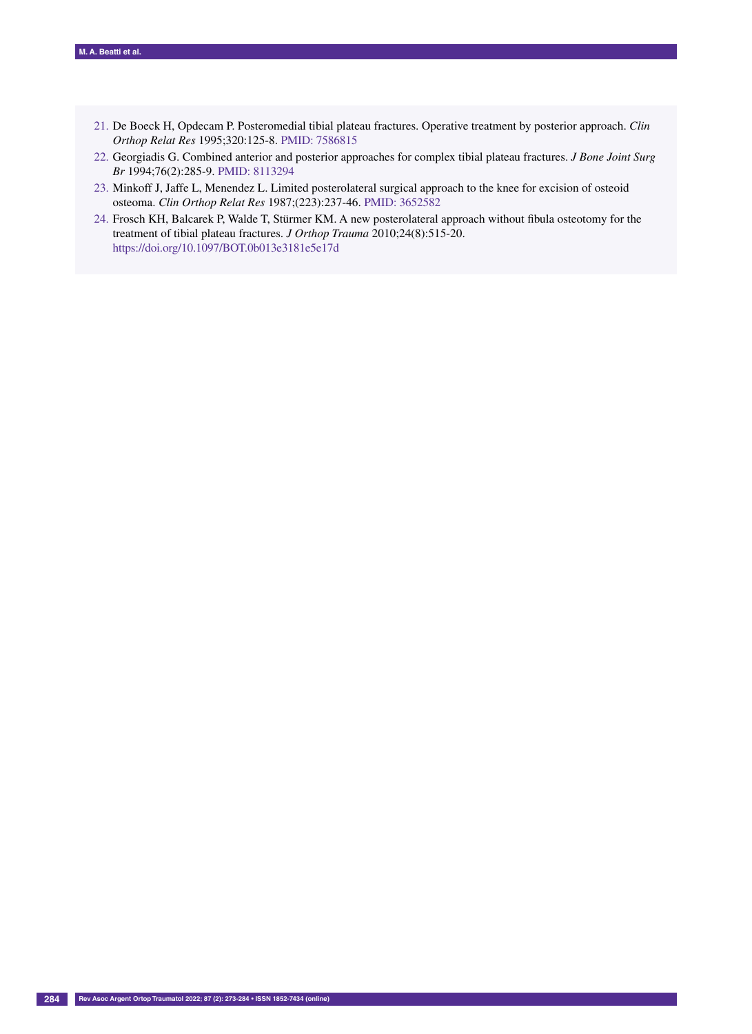21. De Boeck H, Opdecam P. Posteromedial tibial plateau fractures. Operative treatment by posterior approach. *Clin Orthop Relat Res* 1995;320:125-8. PMID: 7586815
22. Georgiadis G. Combined anterior and posterior approaches for complex tibial plateau fractures. *J Bone Joint Surg Br* 1994;76(2):285-9. PMID: 8113294
23. Minkoff J, Jaffe L, Menendez L. Limited posterolateral surgical approach to the knee for excision of osteoid osteoma. *Clin Orthop Relat Res* 1987;(223):237-46. PMID: 3652582
24. Frosch KH, Balcarek P, Walde T, Stürmer KM. A new posterolateral approach without fibula osteotomy for the treatment of tibial plateau fractures. *J Orthop Trauma* 2010;24(8):515-20. https://doi.org/10.1097/BOT.0b013e3181e5e17d